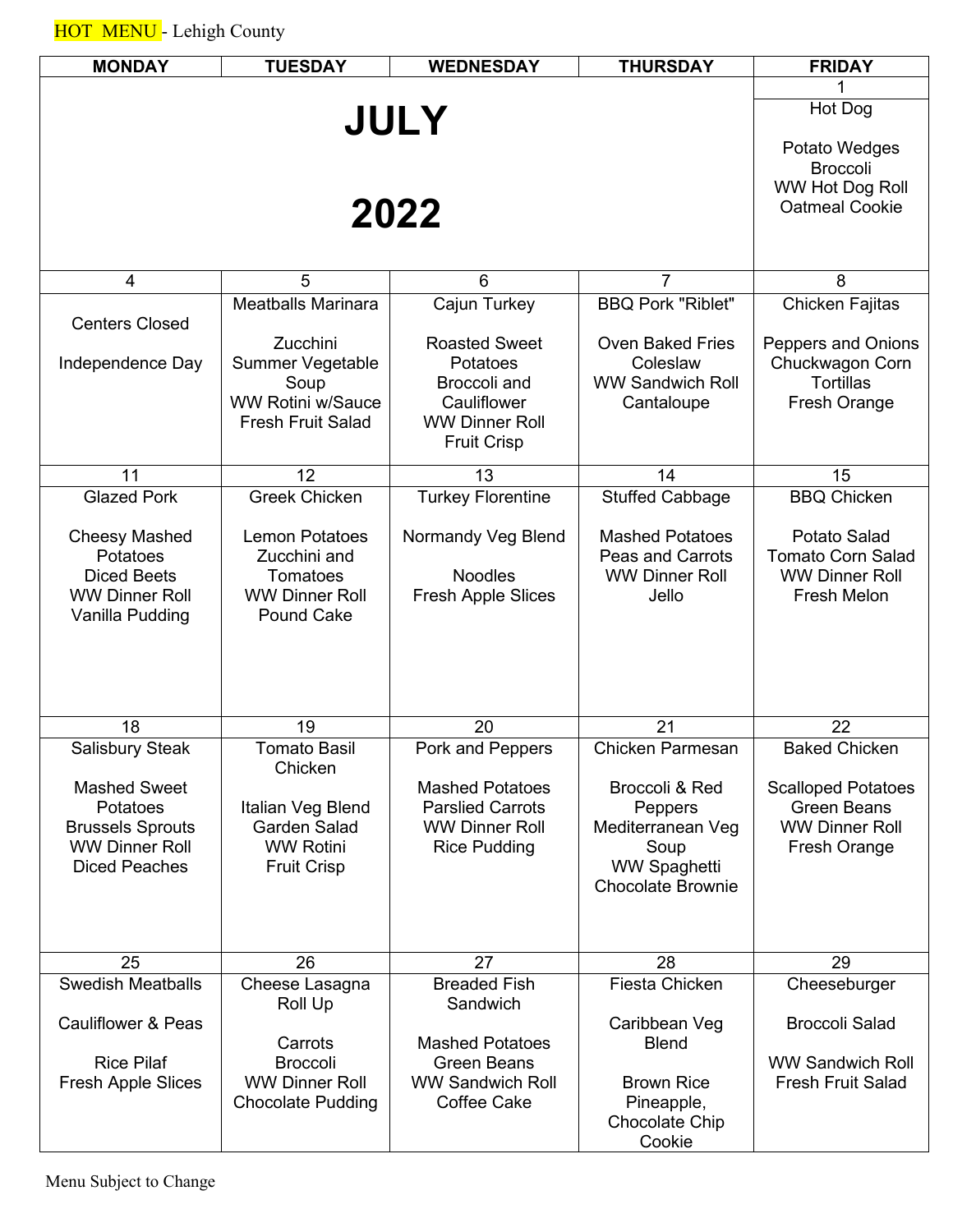HOT MENU - Lehigh County

| MONDAY | TUESDAY | WEDNESDAY | THURSDAY | FRIDAY |
|---|---|---|---|---|
| **JULY 2022** | | | | 1<br>Hot Dog<br><br>Potato Wedges<br>Broccoli<br>WW Hot Dog Roll<br>Oatmeal Cookie |
| 4<br>Centers Closed<br><br>Independence Day | 5<br>Meatballs Marinara<br><br>Zucchini<br>Summer Vegetable Soup<br>WW Rotini w/Sauce<br>Fresh Fruit Salad | 6<br>Cajun Turkey<br><br>Roasted Sweet Potatoes<br>Broccoli and Cauliflower<br>WW Dinner Roll<br>Fruit Crisp | 7<br>BBQ Pork "Riblet"<br><br>Oven Baked Fries<br>Coleslaw<br>WW Sandwich Roll<br>Cantaloupe | 8<br>Chicken Fajitas<br><br>Peppers and Onions<br>Chuckwagon Corn<br>Tortillas<br>Fresh Orange |
| 11<br>Glazed Pork<br><br>Cheesy Mashed Potatoes<br>Diced Beets<br>WW Dinner Roll<br>Vanilla Pudding | 12<br>Greek Chicken<br><br>Lemon Potatoes<br>Zucchini and Tomatoes<br>WW Dinner Roll<br>Pound Cake | 13<br>Turkey Florentine<br><br>Normandy Veg Blend<br><br>Noodles<br>Fresh Apple Slices | 14<br>Stuffed Cabbage<br><br>Mashed Potatoes<br>Peas and Carrots<br>WW Dinner Roll<br>Jello | 15<br>BBQ Chicken<br><br>Potato Salad<br>Tomato Corn Salad<br>WW Dinner Roll<br>Fresh Melon |
| 18<br>Salisbury Steak<br><br>Mashed Sweet Potatoes<br>Brussels Sprouts<br>WW Dinner Roll<br>Diced Peaches | 19<br>Tomato Basil Chicken<br><br>Italian Veg Blend<br>Garden Salad<br>WW Rotini<br>Fruit Crisp | 20<br>Pork and Peppers<br><br>Mashed Potatoes<br>Parslied Carrots<br>WW Dinner Roll<br>Rice Pudding | 21<br>Chicken Parmesan<br><br>Broccoli & Red Peppers<br>Mediterranean Veg Soup<br>WW Spaghetti<br>Chocolate Brownie | 22<br>Baked Chicken<br><br>Scalloped Potatoes<br>Green Beans<br>WW Dinner Roll<br>Fresh Orange |
| 25<br>Swedish Meatballs<br><br>Cauliflower & Peas<br><br>Rice Pilaf<br>Fresh Apple Slices | 26<br>Cheese Lasagna Roll Up<br><br>Carrots<br>Broccoli<br>WW Dinner Roll<br>Chocolate Pudding | 27<br>Breaded Fish Sandwich<br><br>Mashed Potatoes<br>Green Beans<br>WW Sandwich Roll<br>Coffee Cake | 28<br>Fiesta Chicken<br><br>Caribbean Veg Blend<br><br>Brown Rice<br>Pineapple,<br>Chocolate Chip Cookie | 29<br>Cheeseburger<br><br>Broccoli Salad<br><br>WW Sandwich Roll<br>Fresh Fruit Salad |

Menu Subject to Change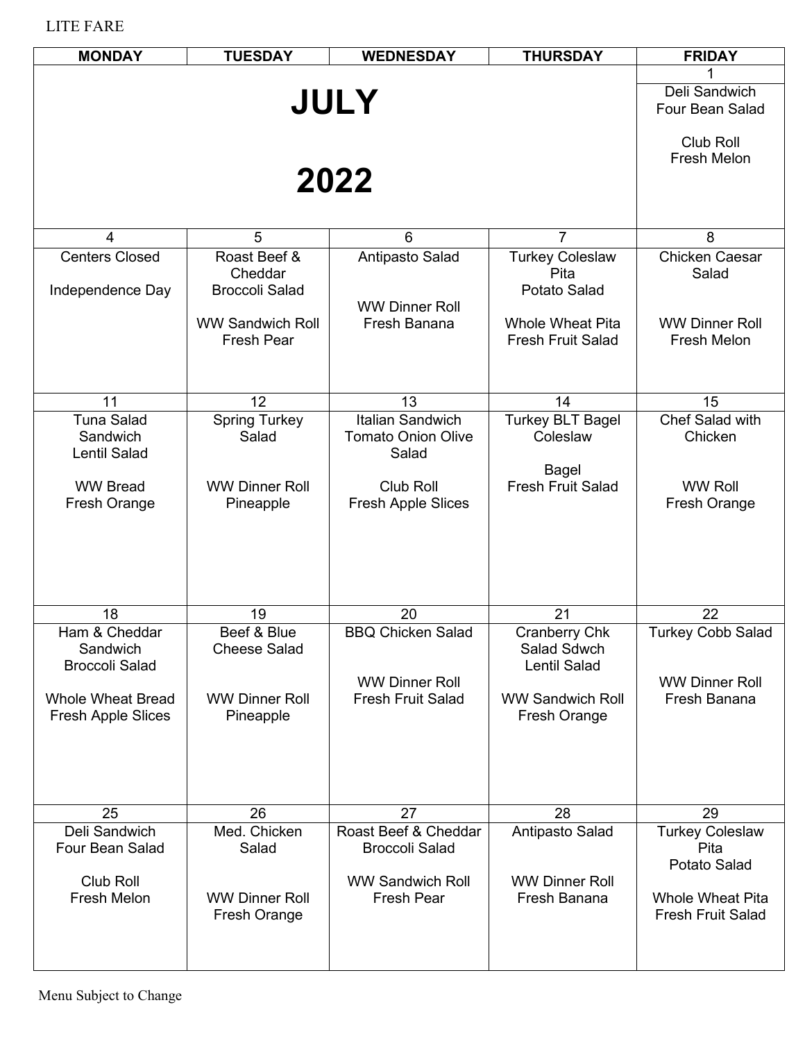LITE FARE

| MONDAY | TUESDAY | WEDNESDAY | THURSDAY | FRIDAY |
|---|---|---|---|---|
| **JULY 2022** | | | | 1 |
| | | | | Deli Sandwich<br>Four Bean Salad<br><br>Club Roll<br>Fresh Melon |
| 4 | 5 | 6 | 7 | 8 |
| Centers Closed<br><br>Independence Day | Roast Beef & Cheddar<br>Broccoli Salad<br><br>WW Sandwich Roll<br>Fresh Pear | Antipasto Salad<br><br>WW Dinner Roll<br>Fresh Banana | Turkey Coleslaw Pita<br>Potato Salad<br><br>Whole Wheat Pita<br>Fresh Fruit Salad | Chicken Caesar Salad<br><br>WW Dinner Roll<br>Fresh Melon |
| 11 | 12 | 13 | 14 | 15 |
| Tuna Salad Sandwich<br>Lentil Salad<br><br>WW Bread<br>Fresh Orange | Spring Turkey Salad<br><br>WW Dinner Roll<br>Pineapple | Italian Sandwich<br>Tomato Onion Olive Salad<br><br>Club Roll<br>Fresh Apple Slices | Turkey BLT Bagel<br>Coleslaw<br><br>Bagel<br>Fresh Fruit Salad | Chef Salad with Chicken<br><br>WW Roll<br>Fresh Orange |
| 18 | 19 | 20 | 21 | 22 |
| Ham & Cheddar Sandwich<br>Broccoli Salad<br><br>Whole Wheat Bread<br>Fresh Apple Slices | Beef & Blue Cheese Salad<br><br>WW Dinner Roll<br>Pineapple | BBQ Chicken Salad<br><br>WW Dinner Roll<br>Fresh Fruit Salad | Cranberry Chk Salad Sdwch<br>Lentil Salad<br><br>WW Sandwich Roll<br>Fresh Orange | Turkey Cobb Salad<br><br>WW Dinner Roll<br>Fresh Banana |
| 25 | 26 | 27 | 28 | 29 |
| Deli Sandwich<br>Four Bean Salad<br><br>Club Roll<br>Fresh Melon | Med. Chicken Salad<br><br>WW Dinner Roll<br>Fresh Orange | Roast Beef & Cheddar<br>Broccoli Salad<br><br>WW Sandwich Roll<br>Fresh Pear | Antipasto Salad<br><br>WW Dinner Roll<br>Fresh Banana | Turkey Coleslaw Pita<br>Potato Salad<br><br>Whole Wheat Pita<br>Fresh Fruit Salad |

Menu Subject to Change